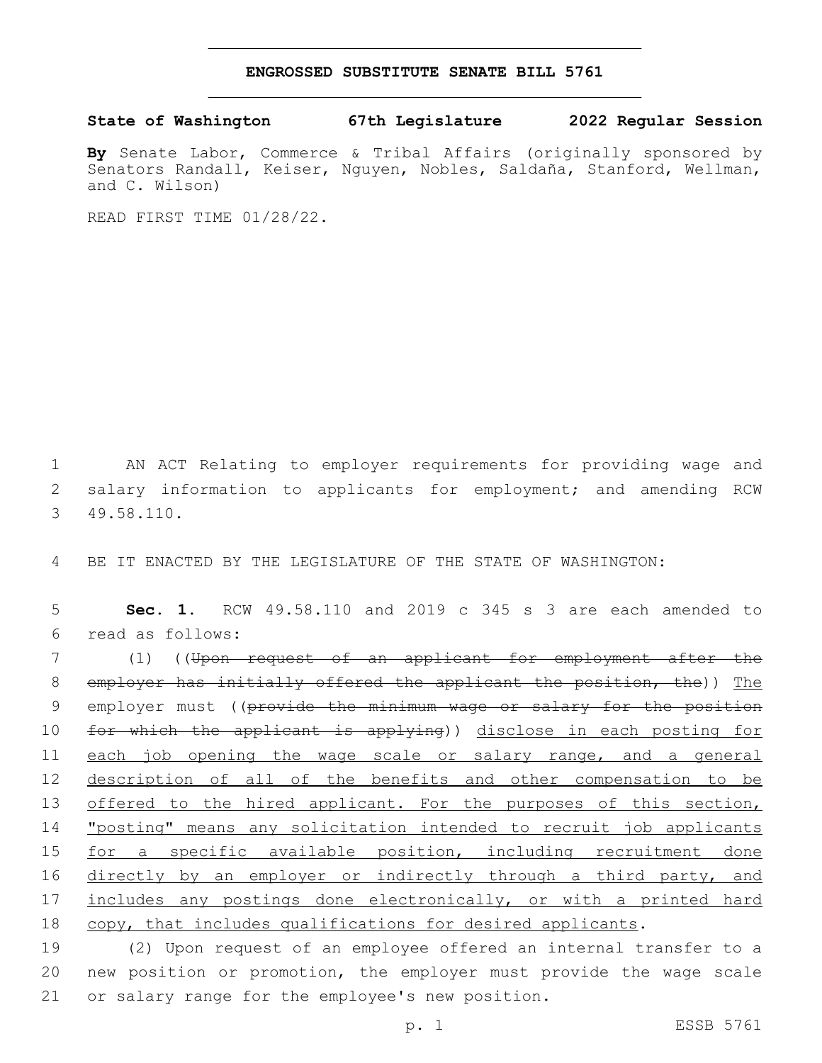# ENGROSSED SUBSTITUTE SENATE BILL 5761

**State of Washington 67th Legislature 2022 Regular Session**

**By** Senate Labor, Commerce & Tribal Affairs (originally sponsored by Senators Randall, Keiser, Nguyen, Nobles, Saldaña, Stanford, Wellman, and C. Wilson)

READ FIRST TIME 01/28/22.

AN ACT Relating to employer requirements for providing wage and salary information to applicants for employment; and amending RCW 49.58.110.

BE IT ENACTED BY THE LEGISLATURE OF THE STATE OF WASHINGTON:

**Sec. 1.** RCW 49.58.110 and 2019 c 345 s 3 are each amended to read as follows:

(1) ((~~Upon request of an applicant for employment after the employer has initially offered the applicant the position, the~~)) <u>The</u> employer must ((~~provide the minimum wage or salary for the position for which the applicant is applying~~)) <u>disclose in each posting for each job opening the wage scale or salary range, and a general description of all of the benefits and other compensation to be offered to the hired applicant. For the purposes of this section, "posting" means any solicitation intended to recruit job applicants for a specific available position, including recruitment done directly by an employer or indirectly through a third party, and includes any postings done electronically, or with a printed hard copy, that includes qualifications for desired applicants</u>.

(2) Upon request of an employee offered an internal transfer to a new position or promotion, the employer must provide the wage scale or salary range for the employee's new position.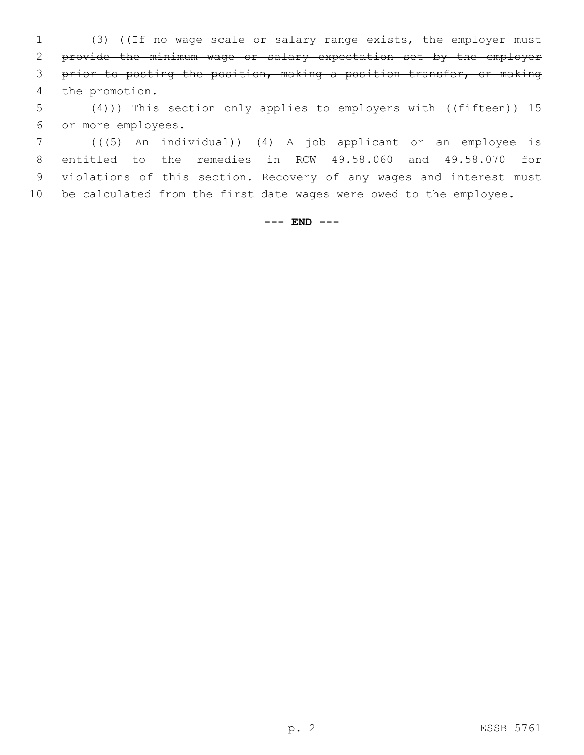(3) ((~~If no wage scale or salary range exists, the employer must provide the minimum wage or salary expectation set by the employer prior to posting the position, making a position transfer, or making the promotion.~~

~~(4)~~)) This section only applies to employers with ((~~fifteen~~)) <u>15</u> or more employees.

((~~(5) An individual~~)) <u>(4) A job applicant or an employee</u> is entitled to the remedies in RCW 49.58.060 and 49.58.070 for violations of this section. Recovery of any wages and interest must be calculated from the first date wages were owed to the employee.

**--- END ---**